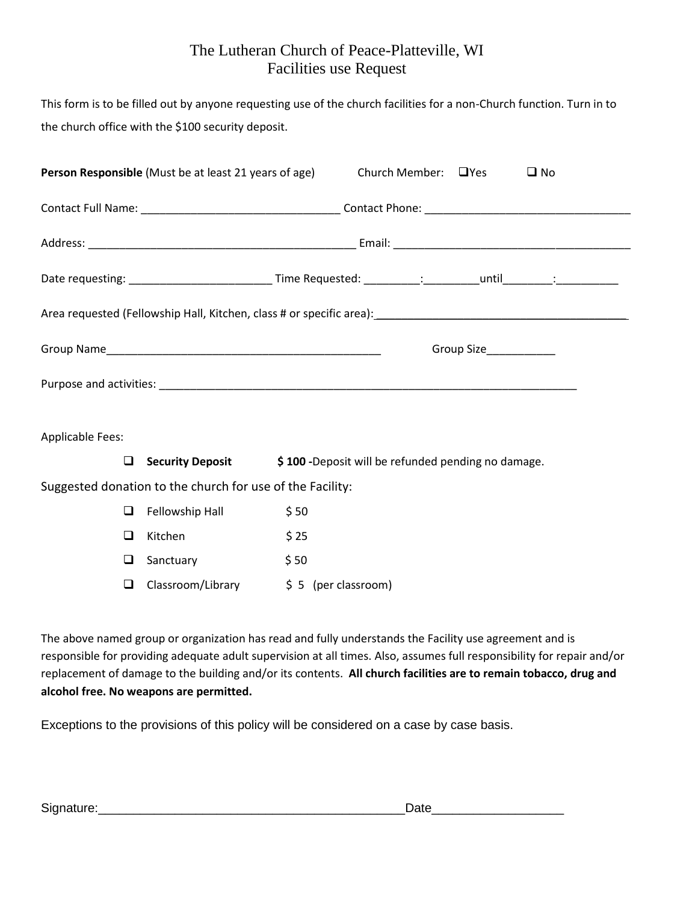# The Lutheran Church of Peace-Platteville, WI
## Facilities use Request

This form is to be filled out by anyone requesting use of the church facilities for a non-Church function. Turn in to the church office with the $100 security deposit.

**Person Responsible** (Must be at least 21 years of age) Church Member: ❑Yes ❑ No

Contact Full Name: ________________________________ Contact Phone: ________________________________

Address: ___________________________________________ Email: ______________________________________

Date requesting: ______________________ Time Requested: _________:_________until________:__________

Area requested (Fellowship Hall, Kitchen, class # or specific area):________________________________________

Group Name_____________________________________________ Group Size___________

Purpose and activities: ______________________________________________________________________

Applicable Fees:

- ❑ **Security Deposit** **$ 100 -**Deposit will be refunded pending no damage.

Suggested donation to the church for use of the Facility:

- ❑ Fellowship Hall $ 50
- ❑ Kitchen $ 25
- ❑ Sanctuary $ 50
- ❑ Classroom/Library $ 5 (per classroom)

The above named group or organization has read and fully understands the Facility use agreement and is responsible for providing adequate adult supervision at all times. Also, assumes full responsibility for repair and/or replacement of damage to the building and/or its contents. **All church facilities are to remain tobacco, drug and alcohol free. No weapons are permitted.**

Exceptions to the provisions of this policy will be considered on a case by case basis.

Signature:____________________________________________Date__________________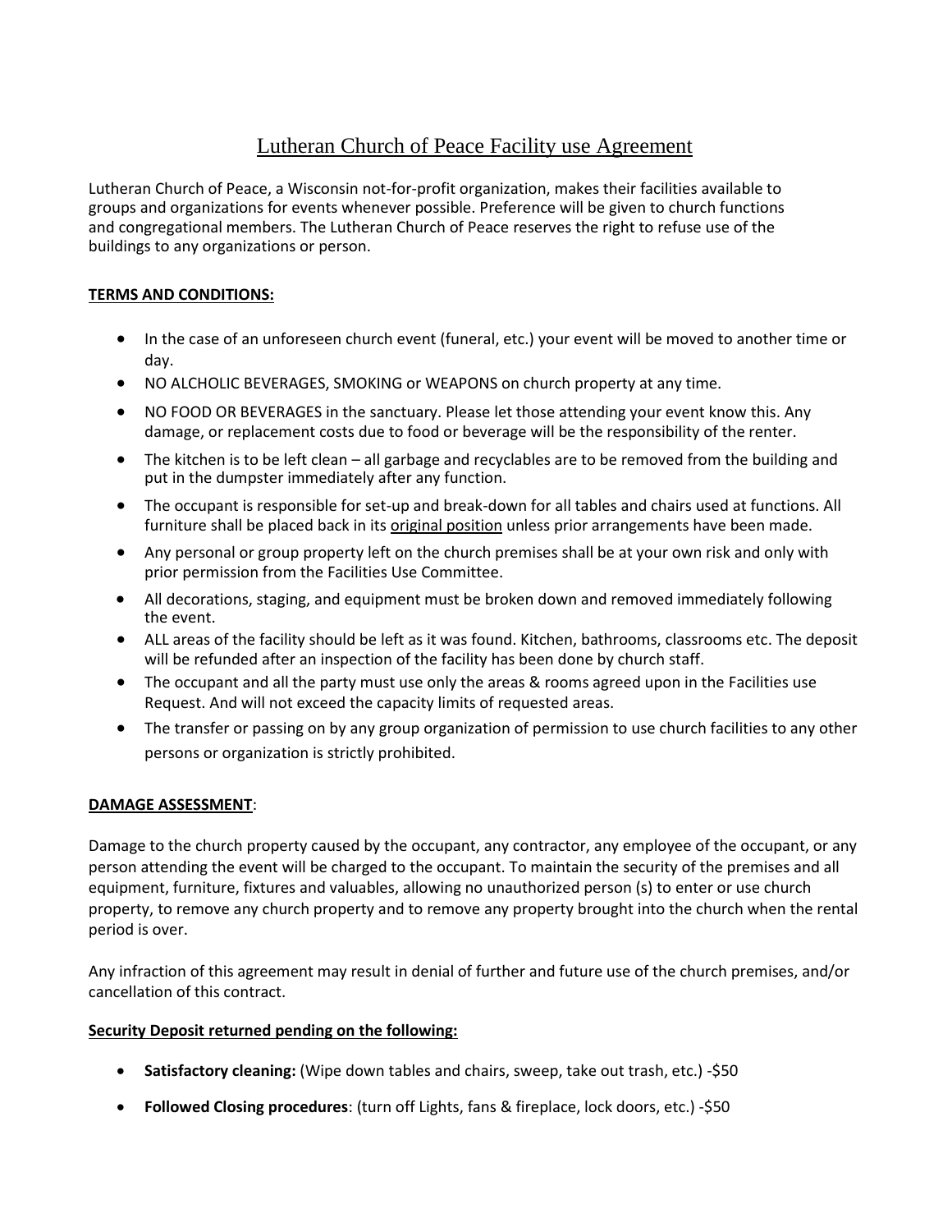# Lutheran Church of Peace Facility use Agreement

Lutheran Church of Peace, a Wisconsin not-for-profit organization, makes their facilities available to groups and organizations for events whenever possible. Preference will be given to church functions and congregational members. The Lutheran Church of Peace reserves the right to refuse use of the buildings to any organizations or person.

**TERMS AND CONDITIONS:**

- In the case of an unforeseen church event (funeral, etc.) your event will be moved to another time or day.
- NO ALCHOLIC BEVERAGES, SMOKING or WEAPONS on church property at any time.
- NO FOOD OR BEVERAGES in the sanctuary. Please let those attending your event know this. Any damage, or replacement costs due to food or beverage will be the responsibility of the renter.
- The kitchen is to be left clean – all garbage and recyclables are to be removed from the building and put in the dumpster immediately after any function.
- The occupant is responsible for set-up and break-down for all tables and chairs used at functions. All furniture shall be placed back in its original position unless prior arrangements have been made.
- Any personal or group property left on the church premises shall be at your own risk and only with prior permission from the Facilities Use Committee.
- All decorations, staging, and equipment must be broken down and removed immediately following the event.
- ALL areas of the facility should be left as it was found. Kitchen, bathrooms, classrooms etc. The deposit will be refunded after an inspection of the facility has been done by church staff.
- The occupant and all the party must use only the areas & rooms agreed upon in the Facilities use Request. And will not exceed the capacity limits of requested areas.
- The transfer or passing on by any group organization of permission to use church facilities to any other persons or organization is strictly prohibited.

**DAMAGE ASSESSMENT**:

Damage to the church property caused by the occupant, any contractor, any employee of the occupant, or any person attending the event will be charged to the occupant. To maintain the security of the premises and all equipment, furniture, fixtures and valuables, allowing no unauthorized person (s) to enter or use church property, to remove any church property and to remove any property brought into the church when the rental period is over.

Any infraction of this agreement may result in denial of further and future use of the church premises, and/or cancellation of this contract.

**Security Deposit returned pending on the following:**

- **Satisfactory cleaning:** (Wipe down tables and chairs, sweep, take out trash, etc.) -$50
- **Followed Closing procedures**: (turn off Lights, fans & fireplace, lock doors, etc.) -$50